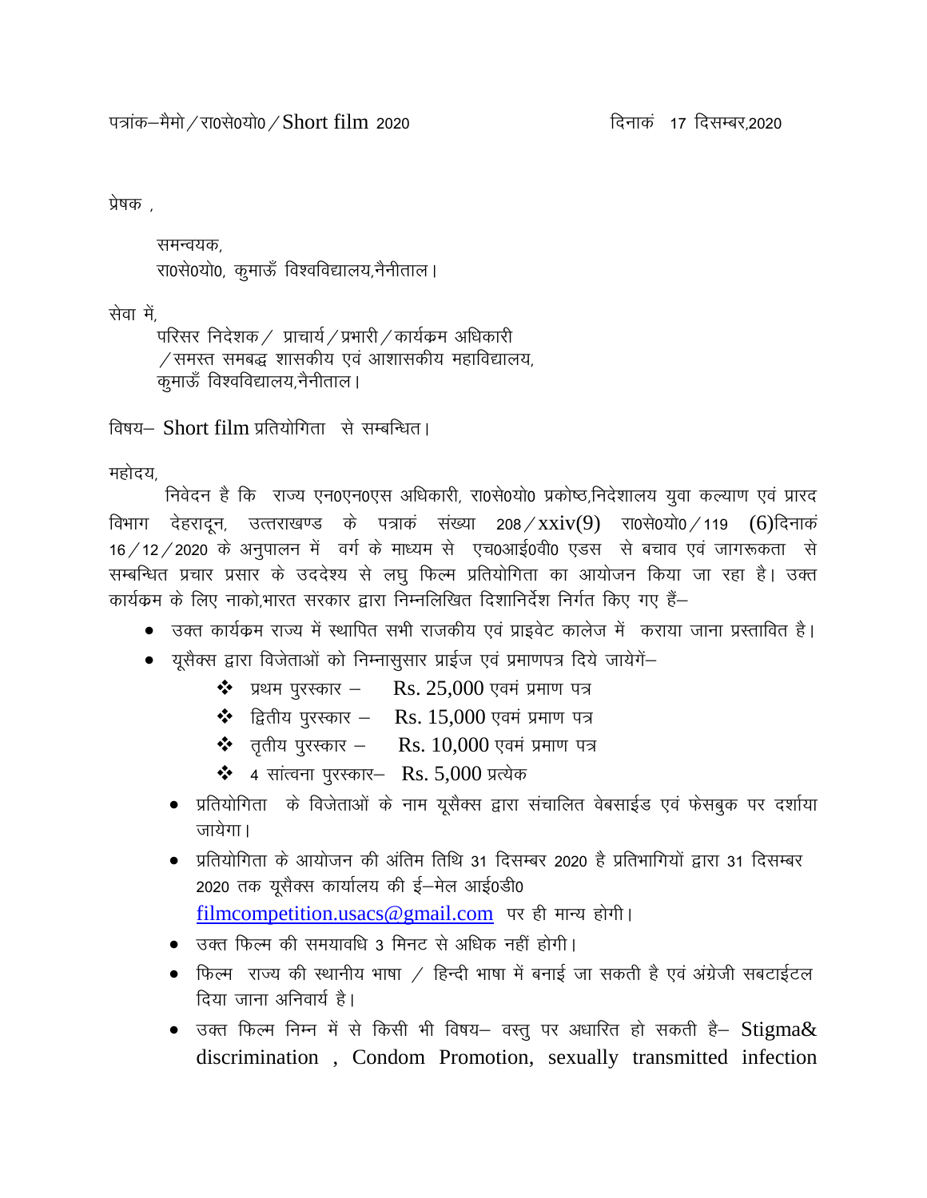पत्रांक–मैमो/रा0से0यो0/Short film 2020 दिनाकं 17 दिसम्बर,2020

प्रेषक ,

समन्वयक,
रा0से0यो0, कुमाऊँ विश्वविद्यालय,नैनीताल।

सेवा में,
परिसर निदेशक/ प्राचार्य/प्रभारी/कार्यक्रम अधिकारी
/समस्त समबद्व शासकीय एवं आशासकीय महाविद्यालय,
कुमाऊँ विश्वविद्यालय,नैनीताल।

विषय– Short film प्रतियोगिता से सम्बन्धित।

महोदय,

निवेदन है कि राज्य एन0एन0एस अधिकारी, रा0से0यो0 प्रकोष्ठ,निदेशालय युवा कल्याण एवं प्रारद विभाग देहरादून, उत्तराखण्ड के पत्राकं संख्या 208/xxiv(9) रा0से0यो0/119 (6)दिनाकं 16/12/2020 के अनुपालन में वर्ग के माध्यम से एच0आई0वी0 एडस से बचाव एवं जागरूकता से सम्बन्धित प्रचार प्रसार के उददेश्य से लघु फिल्म प्रतियोगिता का आयोजन किया जा रहा है। उक्त कार्यक्रम के लिए नाको,भारत सरकार द्वारा निम्नलिखित दिशानिर्देश निर्गत किए गए हैं–

- उक्त कार्यक्रम राज्य में स्थापित सभी राजकीय एवं प्राइवेट कालेज में कराया जाना प्रस्तावित है।
- यूसैक्स द्वारा विजेताओं को निम्नासुसार प्राईज एवं प्रमाणपत्र दिये जायेगें–
    - प्रथम पुरस्कार – Rs. 25,000 एवमं प्रमाण पत्र
    - द्वितीय पुरस्कार – Rs. 15,000 एवमं प्रमाण पत्र
    - तृतीय पुरस्कार – Rs. 10,000 एवमं प्रमाण पत्र
    - 4 सांत्वना पुरस्कार– Rs. 5,000 प्रत्येक
- प्रतियोगिता के विजेताओं के नाम यूसैक्स द्वारा संचालित वेबसाईड एवं फेसबुक पर दर्शाया जायेगा।
- प्रतियोगिता के आयोजन की अंतिम तिथि 31 दिसम्बर 2020 है प्रतिभागियों द्वारा 31 दिसम्बर 2020 तक यूसैक्स कार्यालय की ई–मेल आई0डी0 filmcompetition.usacs@gmail.com पर ही मान्य होगी।
- उक्त फिल्म की समयावधि 3 मिनट से अधिक नहीं होगी।
- फिल्म राज्य की स्थानीय भाषा / हिन्दी भाषा में बनाई जा सकती है एवं अंग्रेजी सबटाईटल दिया जाना अनिवार्य है।
- उक्त फिल्म निम्न में से किसी भी विषय– वस्तु पर अधारित हो सकती है– Stigma& discrimination , Condom Promotion, sexually transmitted infection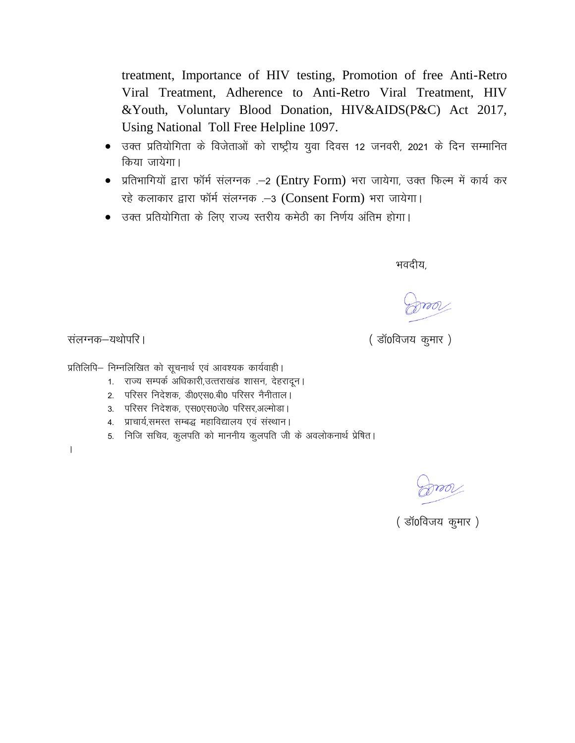treatment, Importance of HIV testing, Promotion of free Anti-Retro Viral Treatment, Adherence to Anti-Retro Viral Treatment, HIV &Youth, Voluntary Blood Donation, HIV&AIDS(P&C) Act 2017, Using National Toll Free Helpline 1097.

- उक्त प्रतियोगिता के विजेताओं को राष्ट्रीय युवा दिवस 12 जनवरी, 2021 के दिन सम्मानित किया जायेगा।
- प्रतिभागियों द्वारा फॉर्म संलग्नक .–2 (Entry Form) भरा जायेगा, उक्त फिल्म में कार्य कर रहे कलाकार द्वारा फॉर्म संलग्नक .–3 (Consent Form) भरा जायेगा।
- उक्त प्रतियोगिता के लिए राज्य स्तरीय कमेठी का निर्णय अंतिम होगा।

भवदीय,

संलग्नक–यथोपरि।

( डॉ0विजय कुमार )

प्रतिलिपि– निम्नलिखित को सूचनार्थ एवं आवश्यक कार्यवाही।

1. राज्य सम्पर्क अधिकारी,उत्तराखंड शासन, देहरादून।
2. परिसर निदेशक, डी0एस0.बी0 परिसर नैनीताल।
3. परिसर निदेशक, एस0एस0जे0 परिसर,अल्मोडा।
4. प्राचार्य,समस्त सम्बद्ध महाविद्यालय एवं संस्थान।
5. निजि सचिव, कुलपति को माननीय कुलपति जी के अवलोकनार्थ प्रेषित।

( डॉ0विजय कुमार )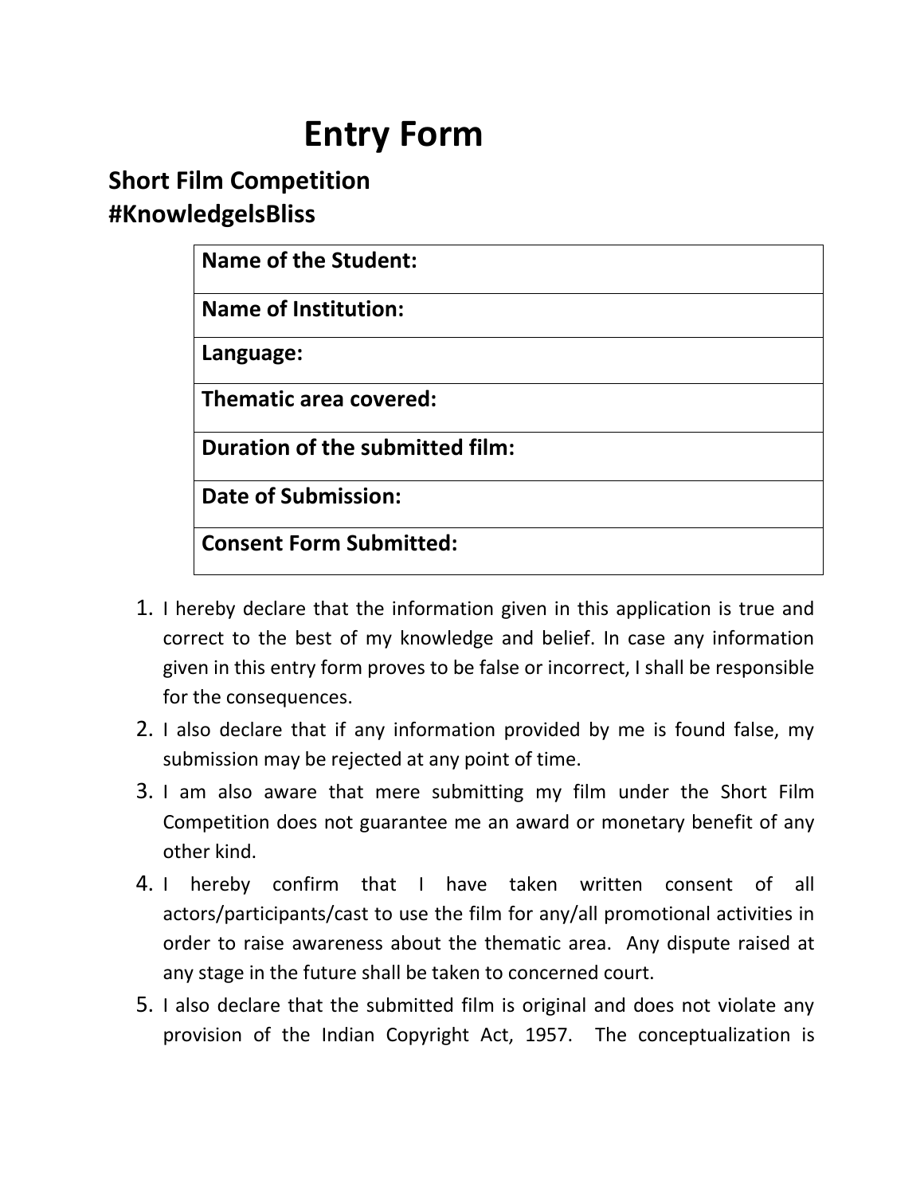# Entry Form

## Short Film Competition
## #KnowledgeIsBliss

| Name of the Student: |
|---|
| **Name of Institution:** |
| **Language:** |
| **Thematic area covered:** |
| **Duration of the submitted film:** |
| **Date of Submission:** |
| **Consent Form Submitted:** |

1. I hereby declare that the information given in this application is true and correct to the best of my knowledge and belief. In case any information given in this entry form proves to be false or incorrect, I shall be responsible for the consequences.
2. I also declare that if any information provided by me is found false, my submission may be rejected at any point of time.
3. I am also aware that mere submitting my film under the Short Film Competition does not guarantee me an award or monetary benefit of any other kind.
4. I hereby confirm that I have taken written consent of all actors/participants/cast to use the film for any/all promotional activities in order to raise awareness about the thematic area. Any dispute raised at any stage in the future shall be taken to concerned court.
5. I also declare that the submitted film is original and does not violate any provision of the Indian Copyright Act, 1957. The conceptualization is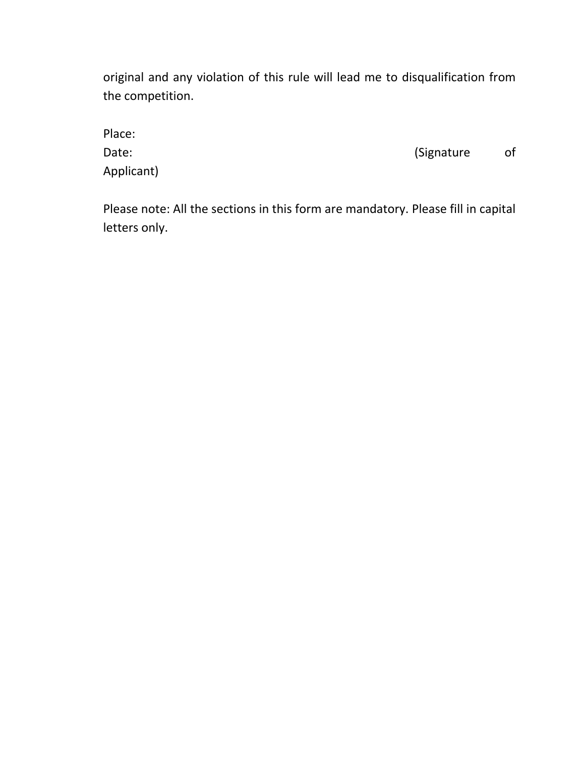original and any violation of this rule will lead me to disqualification from the competition.

Place:
Date: (Signature of Applicant)

Please note: All the sections in this form are mandatory. Please fill in capital letters only.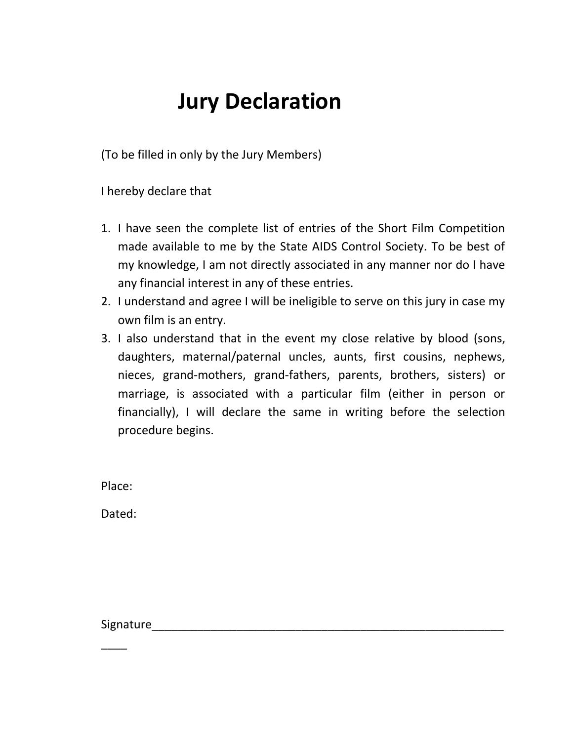# Jury Declaration

(To be filled in only by the Jury Members)

I hereby declare that

1. I have seen the complete list of entries of the Short Film Competition made available to me by the State AIDS Control Society. To be best of my knowledge, I am not directly associated in any manner nor do I have any financial interest in any of these entries.
2. I understand and agree I will be ineligible to serve on this jury in case my own film is an entry.
3. I also understand that in the event my close relative by blood (sons, daughters, maternal/paternal uncles, aunts, first cousins, nephews, nieces, grand-mothers, grand-fathers, parents, brothers, sisters) or marriage, is associated with a particular film (either in person or financially), I will declare the same in writing before the selection procedure begins.

Place:

Dated:

Signature_____________________________________________________________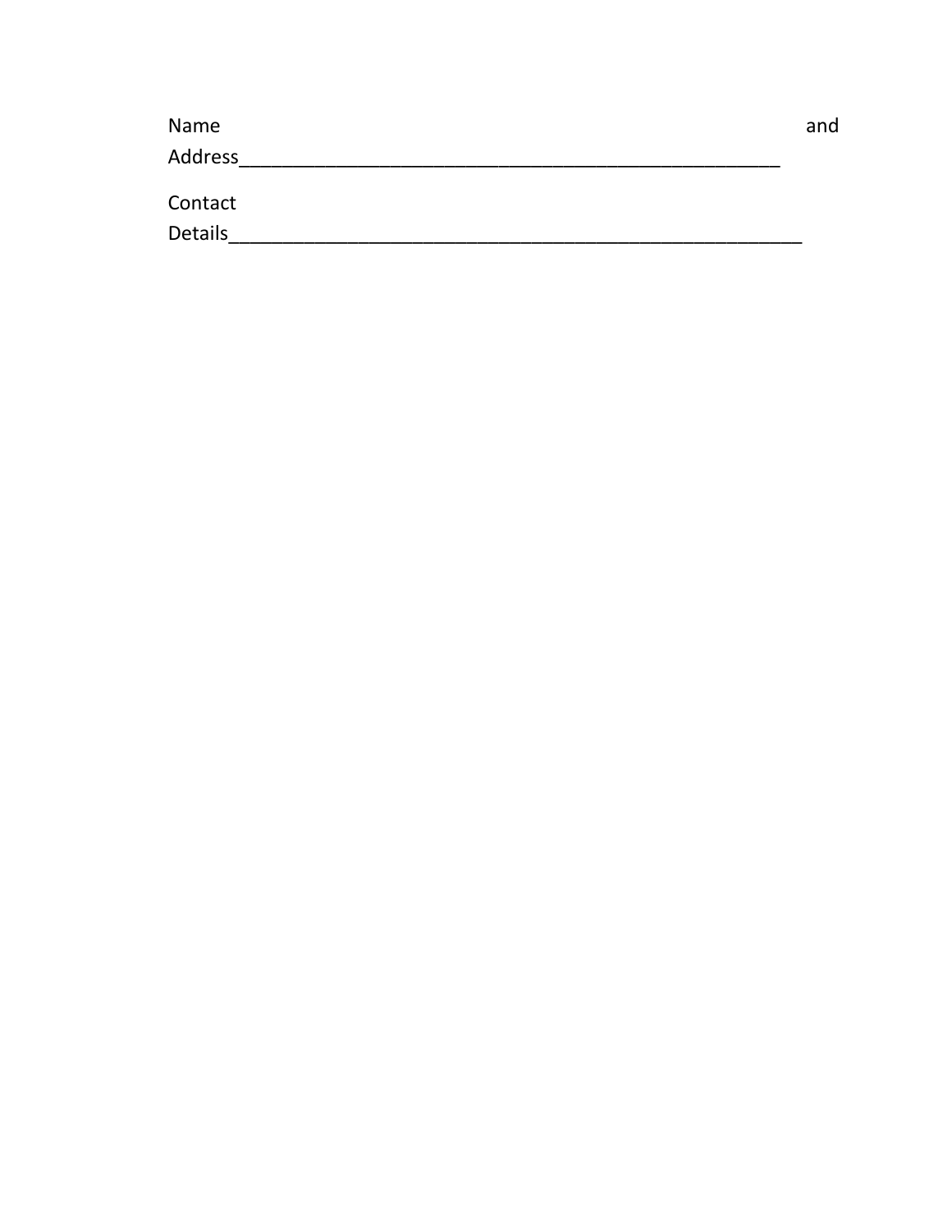Name and Address_______________________________________________________

Contact Details__________________________________________________________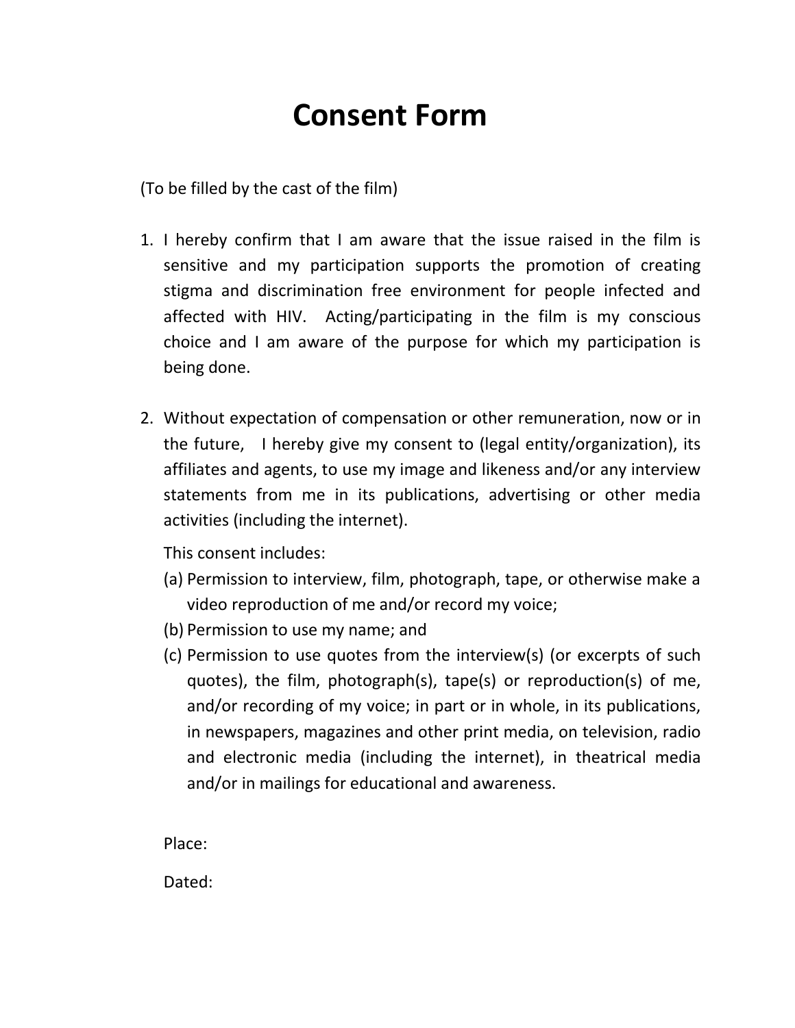# Consent Form

(To be filled by the cast of the film)

1. I hereby confirm that I am aware that the issue raised in the film is sensitive and my participation supports the promotion of creating stigma and discrimination free environment for people infected and affected with HIV. Acting/participating in the film is my conscious choice and I am aware of the purpose for which my participation is being done.

2. Without expectation of compensation or other remuneration, now or in the future, I hereby give my consent to (legal entity/organization), its affiliates and agents, to use my image and likeness and/or any interview statements from me in its publications, advertising or other media activities (including the internet).

   This consent includes:

   (a) Permission to interview, film, photograph, tape, or otherwise make a video reproduction of me and/or record my voice;

   (b) Permission to use my name; and

   (c) Permission to use quotes from the interview(s) (or excerpts of such quotes), the film, photograph(s), tape(s) or reproduction(s) of me, and/or recording of my voice; in part or in whole, in its publications, in newspapers, magazines and other print media, on television, radio and electronic media (including the internet), in theatrical media and/or in mailings for educational and awareness.

Place:

Dated: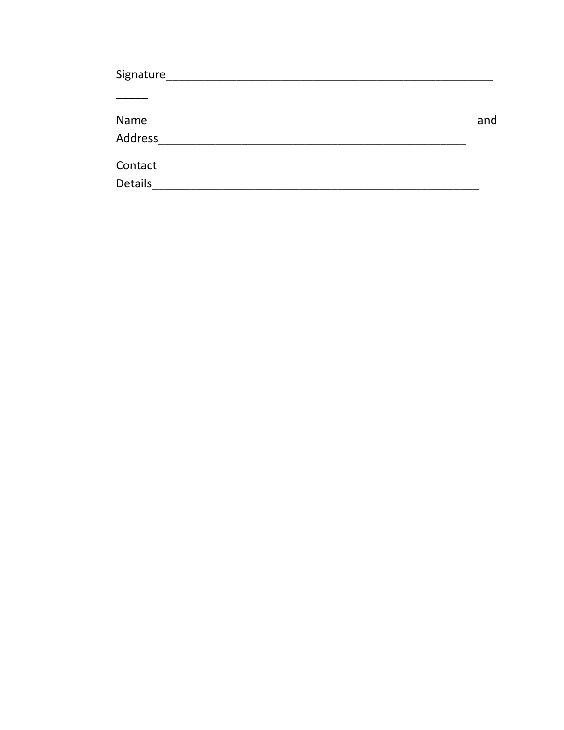Signature____________________________________________________________

Name and Address____________________________________________________

Contact Details______________________________________________________